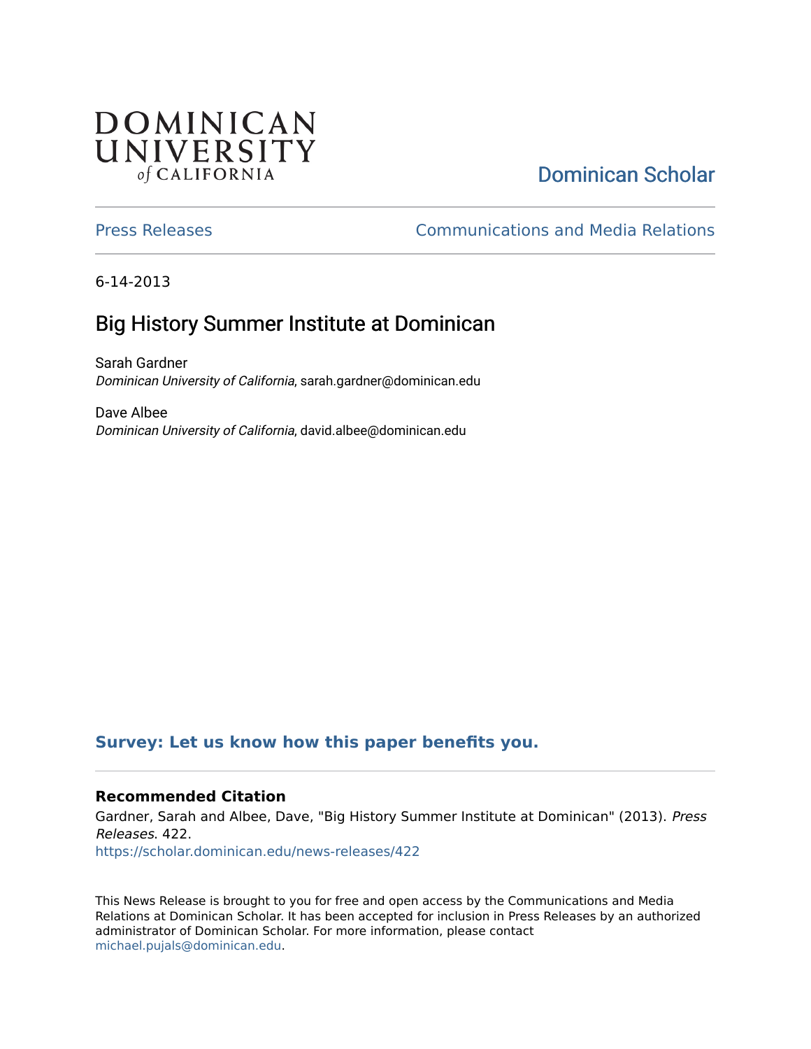DOMINICAN UNIVERSITY of CALIFORNIA

Dominican Scholar

Press Releases | Communications and Media Relations

6-14-2013

# Big History Summer Institute at Dominican

Sarah Gardner
*Dominican University of California*, sarah.gardner@dominican.edu

Dave Albee
*Dominican University of California*, david.albee@dominican.edu

**Survey: Let us know how this paper benefits you.**

### Recommended Citation

Gardner, Sarah and Albee, Dave, "Big History Summer Institute at Dominican" (2013). *Press Releases*. 422.
https://scholar.dominican.edu/news-releases/422

This News Release is brought to you for free and open access by the Communications and Media Relations at Dominican Scholar. It has been accepted for inclusion in Press Releases by an authorized administrator of Dominican Scholar. For more information, please contact michael.pujals@dominican.edu.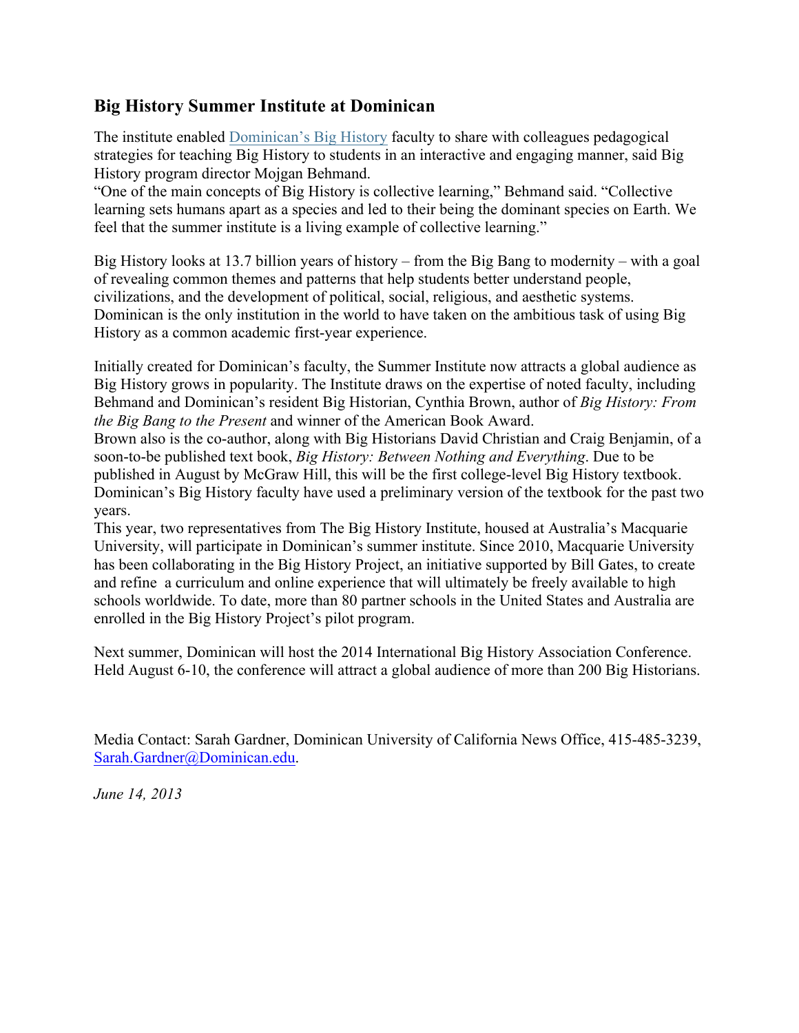## Big History Summer Institute at Dominican

The institute enabled [Dominican's Big History](Dominican's Big History) faculty to share with colleagues pedagogical strategies for teaching Big History to students in an interactive and engaging manner, said Big History program director Mojgan Behmand.

"One of the main concepts of Big History is collective learning," Behmand said. "Collective learning sets humans apart as a species and led to their being the dominant species on Earth. We feel that the summer institute is a living example of collective learning."

Big History looks at 13.7 billion years of history – from the Big Bang to modernity – with a goal of revealing common themes and patterns that help students better understand people, civilizations, and the development of political, social, religious, and aesthetic systems. Dominican is the only institution in the world to have taken on the ambitious task of using Big History as a common academic first-year experience.

Initially created for Dominican's faculty, the Summer Institute now attracts a global audience as Big History grows in popularity. The Institute draws on the expertise of noted faculty, including Behmand and Dominican's resident Big Historian, Cynthia Brown, author of *Big History: From the Big Bang to the Present* and winner of the American Book Award.

Brown also is the co-author, along with Big Historians David Christian and Craig Benjamin, of a soon-to-be published text book, *Big History: Between Nothing and Everything*. Due to be published in August by McGraw Hill, this will be the first college-level Big History textbook. Dominican's Big History faculty have used a preliminary version of the textbook for the past two years.

This year, two representatives from The Big History Institute, housed at Australia's Macquarie University, will participate in Dominican's summer institute. Since 2010, Macquarie University has been collaborating in the Big History Project, an initiative supported by Bill Gates, to create and refine a curriculum and online experience that will ultimately be freely available to high schools worldwide. To date, more than 80 partner schools in the United States and Australia are enrolled in the Big History Project's pilot program.

Next summer, Dominican will host the 2014 International Big History Association Conference. Held August 6-10, the conference will attract a global audience of more than 200 Big Historians.

Media Contact: Sarah Gardner, Dominican University of California News Office, 415-485-3239, Sarah.Gardner@Dominican.edu.

*June 14, 2013*